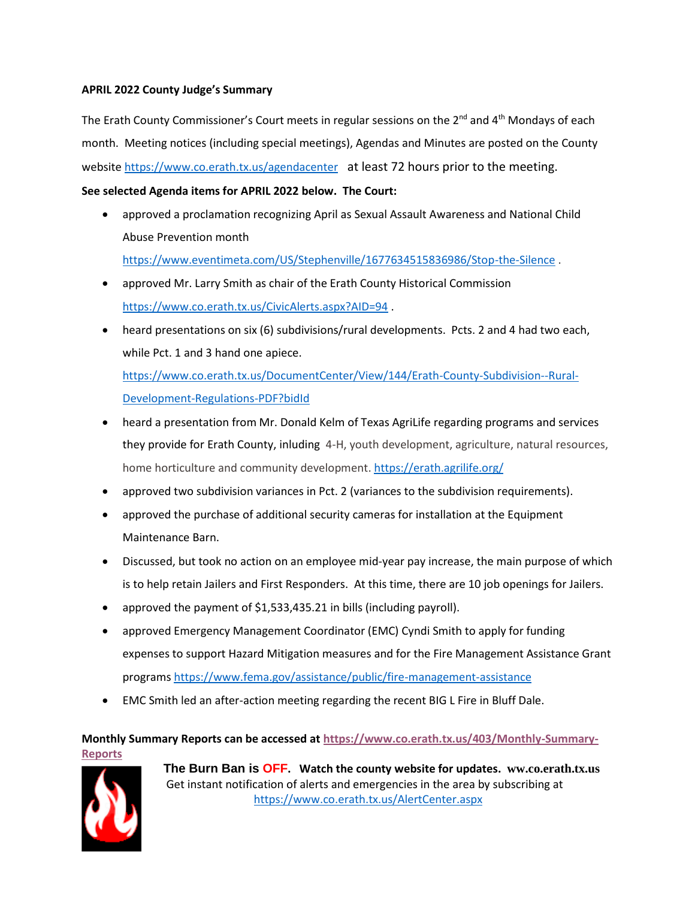**APRIL 2022 County Judge's Summary**

The Erath County Commissioner's Court meets in regular sessions on the 2nd and 4th Mondays of each month. Meeting notices (including special meetings), Agendas and Minutes are posted on the County website https://www.co.erath.tx.us/agendacenter at least 72 hours prior to the meeting.

**See selected Agenda items for APRIL 2022 below. The Court:**

- approved a proclamation recognizing April as Sexual Assault Awareness and National Child Abuse Prevention month https://www.eventimeta.com/US/Stephenville/1677634515836986/Stop-the-Silence .
- approved Mr. Larry Smith as chair of the Erath County Historical Commission https://www.co.erath.tx.us/CivicAlerts.aspx?AID=94 .
- heard presentations on six (6) subdivisions/rural developments. Pcts. 2 and 4 had two each, while Pct. 1 and 3 hand one apiece. https://www.co.erath.tx.us/DocumentCenter/View/144/Erath-County-Subdivision--Rural-Development-Regulations-PDF?bidId
- heard a presentation from Mr. Donald Kelm of Texas AgriLife regarding programs and services they provide for Erath County, inluding 4-H, youth development, agriculture, natural resources, home horticulture and community development. https://erath.agrilife.org/
- approved two subdivision variances in Pct. 2 (variances to the subdivision requirements).
- approved the purchase of additional security cameras for installation at the Equipment Maintenance Barn.
- Discussed, but took no action on an employee mid-year pay increase, the main purpose of which is to help retain Jailers and First Responders. At this time, there are 10 job openings for Jailers.
- approved the payment of $1,533,435.21 in bills (including payroll).
- approved Emergency Management Coordinator (EMC) Cyndi Smith to apply for funding expenses to support Hazard Mitigation measures and for the Fire Management Assistance Grant programs https://www.fema.gov/assistance/public/fire-management-assistance
- EMC Smith led an after-action meeting regarding the recent BIG L Fire in Bluff Dale.

**Monthly Summary Reports can be accessed at https://www.co.erath.tx.us/403/Monthly-Summary-Reports**

**The Burn Ban is OFF. Watch the county website for updates. ww.co.erath.tx.us**

Get instant notification of alerts and emergencies in the area by subscribing at https://www.co.erath.tx.us/AlertCenter.aspx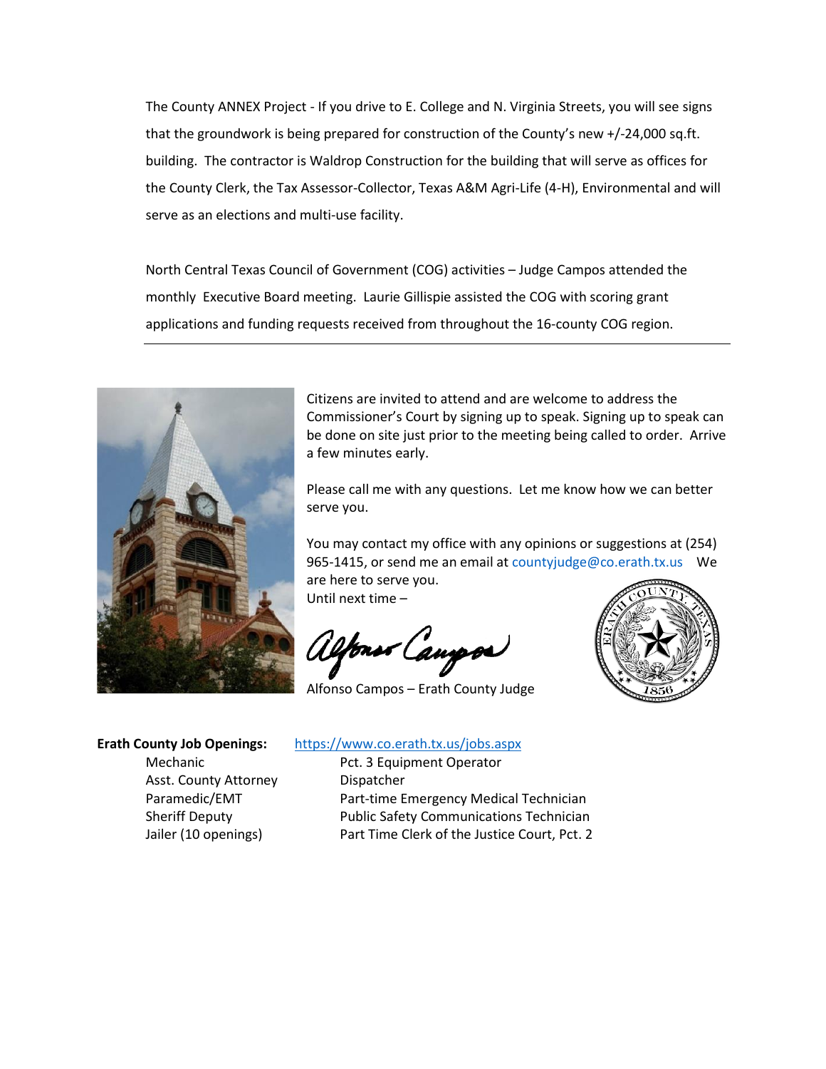The County ANNEX Project - If you drive to E. College and N. Virginia Streets, you will see signs that the groundwork is being prepared for construction of the County's new +/-24,000 sq.ft. building. The contractor is Waldrop Construction for the building that will serve as offices for the County Clerk, the Tax Assessor-Collector, Texas A&M Agri-Life (4-H), Environmental and will serve as an elections and multi-use facility.

North Central Texas Council of Government (COG) activities – Judge Campos attended the monthly Executive Board meeting. Laurie Gillispie assisted the COG with scoring grant applications and funding requests received from throughout the 16-county COG region.

---

Citizens are invited to attend and are welcome to address the Commissioner's Court by signing up to speak. Signing up to speak can be done on site just prior to the meeting being called to order. Arrive a few minutes early.

Please call me with any questions. Let me know how we can better serve you.

You may contact my office with any opinions or suggestions at (254) 965-1415, or send me an email at countyjudge@co.erath.tx.us We are here to serve you.

Until next time –

Alfonso Campos – Erath County Judge

**Erath County Job Openings:** https://www.co.erath.tx.us/jobs.aspx

- Mechanic
- Asst. County Attorney
- Paramedic/EMT
- Sheriff Deputy
- Jailer (10 openings)
- Pct. 3 Equipment Operator
- Dispatcher
- Part-time Emergency Medical Technician
- Public Safety Communications Technician
- Part Time Clerk of the Justice Court, Pct. 2